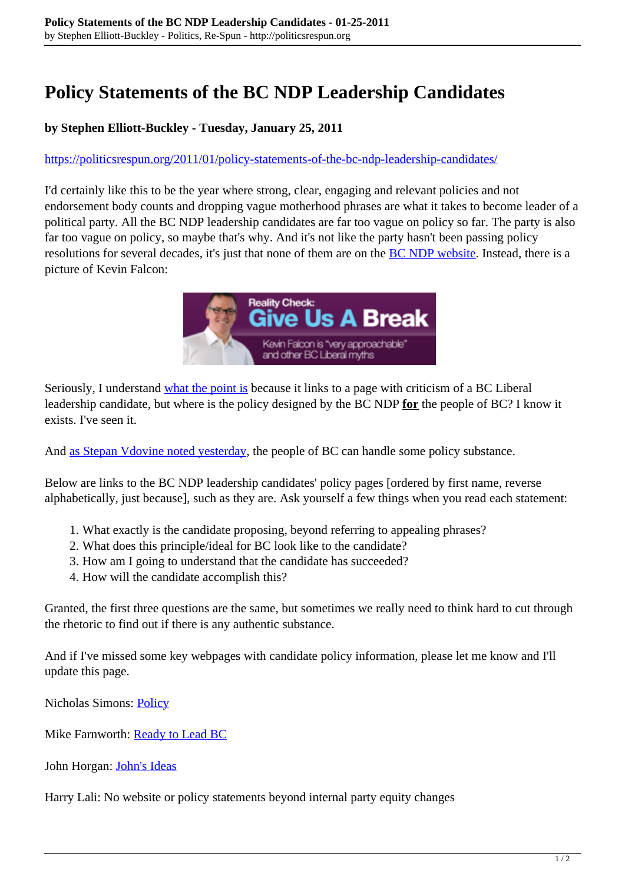# Policy Statements of the BC NDP Leadership Candidates

**by Stephen Elliott-Buckley - Tuesday, January 25, 2011**

https://politicsrespun.org/2011/01/policy-statements-of-the-bc-ndp-leadership-candidates/

I'd certainly like this to be the year where strong, clear, engaging and relevant policies and not endorsement body counts and dropping vague motherhood phrases are what it takes to become leader of a political party. All the BC NDP leadership candidates are far too vague on policy so far. The party is also far too vague on policy, so maybe that's why. And it's not like the party hasn't been passing policy resolutions for several decades, it's just that none of them are on the BC NDP website. Instead, there is a picture of Kevin Falcon:

Seriously, I understand what the point is because it links to a page with criticism of a BC Liberal leadership candidate, but where is the policy designed by the BC NDP **for** the people of BC? I know it exists. I've seen it.

And as Stepan Vdovine noted yesterday, the people of BC can handle some policy substance.

Below are links to the BC NDP leadership candidates' policy pages [ordered by first name, reverse alphabetically, just because], such as they are. Ask yourself a few things when you read each statement:

1. What exactly is the candidate proposing, beyond referring to appealing phrases?
2. What does this principle/ideal for BC look like to the candidate?
3. How am I going to understand that the candidate has succeeded?
4. How will the candidate accomplish this?

Granted, the first three questions are the same, but sometimes we really need to think hard to cut through the rhetoric to find out if there is any authentic substance.

And if I've missed some key webpages with candidate policy information, please let me know and I'll update this page.

Nicholas Simons: Policy

Mike Farnworth: Ready to Lead BC

John Horgan: John's Ideas

Harry Lali: No website or policy statements beyond internal party equity changes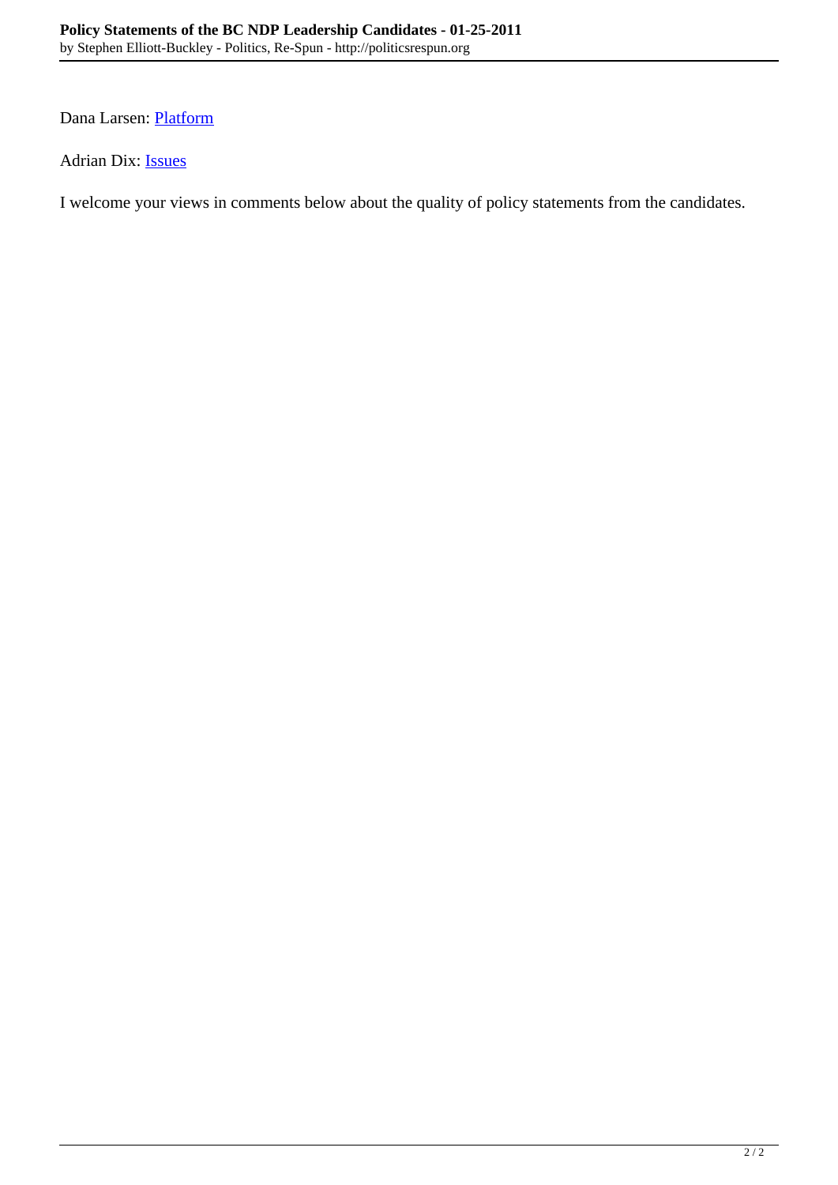Dana Larsen: [Platform]

Adrian Dix: [Issues]

I welcome your views in comments below about the quality of policy statements from the candidates.